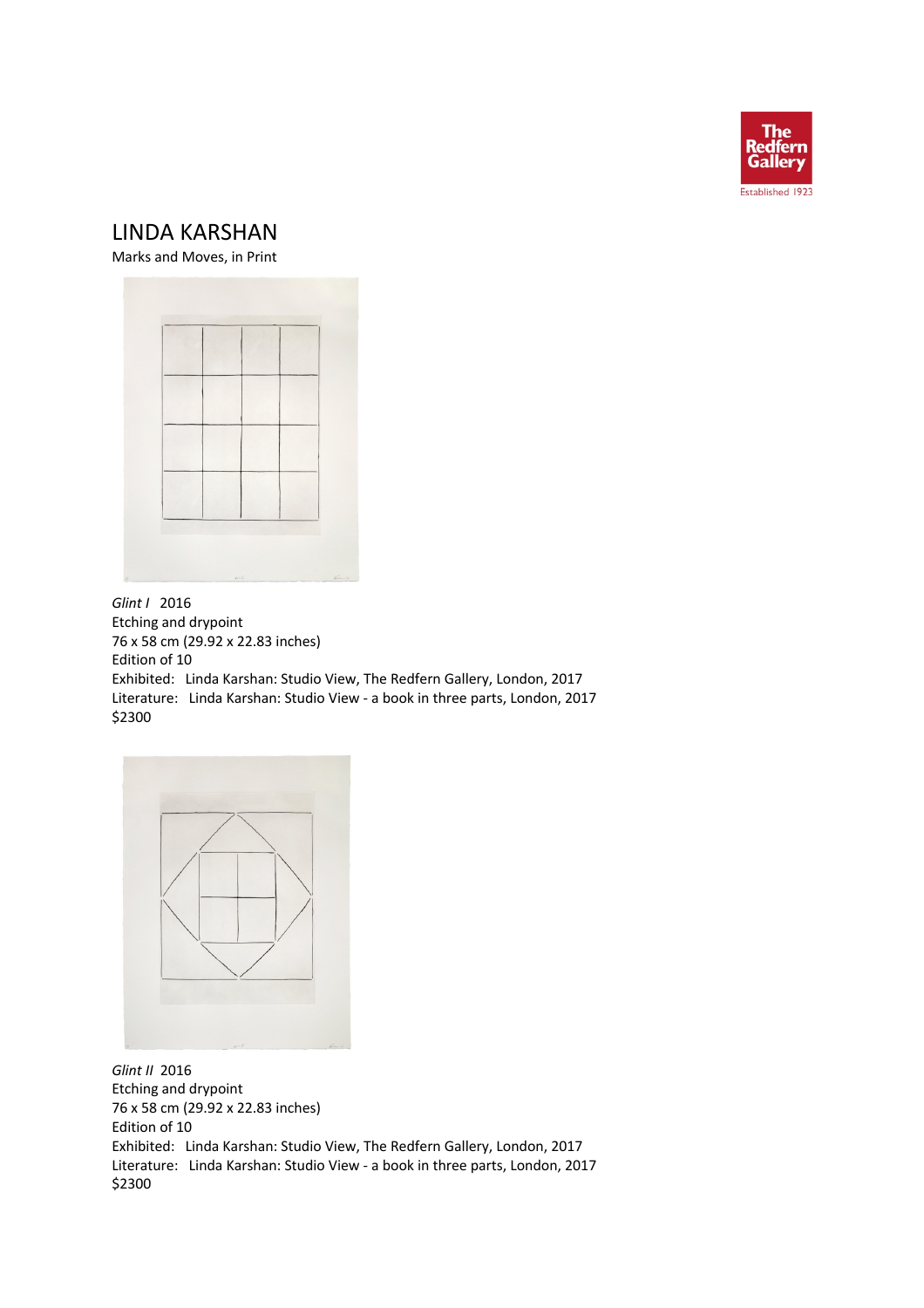# LINDA KARSHAN

Marks and Moves, in Print

*Glint I* 2016
Etching and drypoint
76 x 58 cm (29.92 x 22.83 inches)
Edition of 10
Exhibited: Linda Karshan: Studio View, The Redfern Gallery, London, 2017
Literature: Linda Karshan: Studio View - a book in three parts, London, 2017
$2300

*Glint II* 2016
Etching and drypoint
76 x 58 cm (29.92 x 22.83 inches)
Edition of 10
Exhibited: Linda Karshan: Studio View, The Redfern Gallery, London, 2017
Literature: Linda Karshan: Studio View - a book in three parts, London, 2017
$2300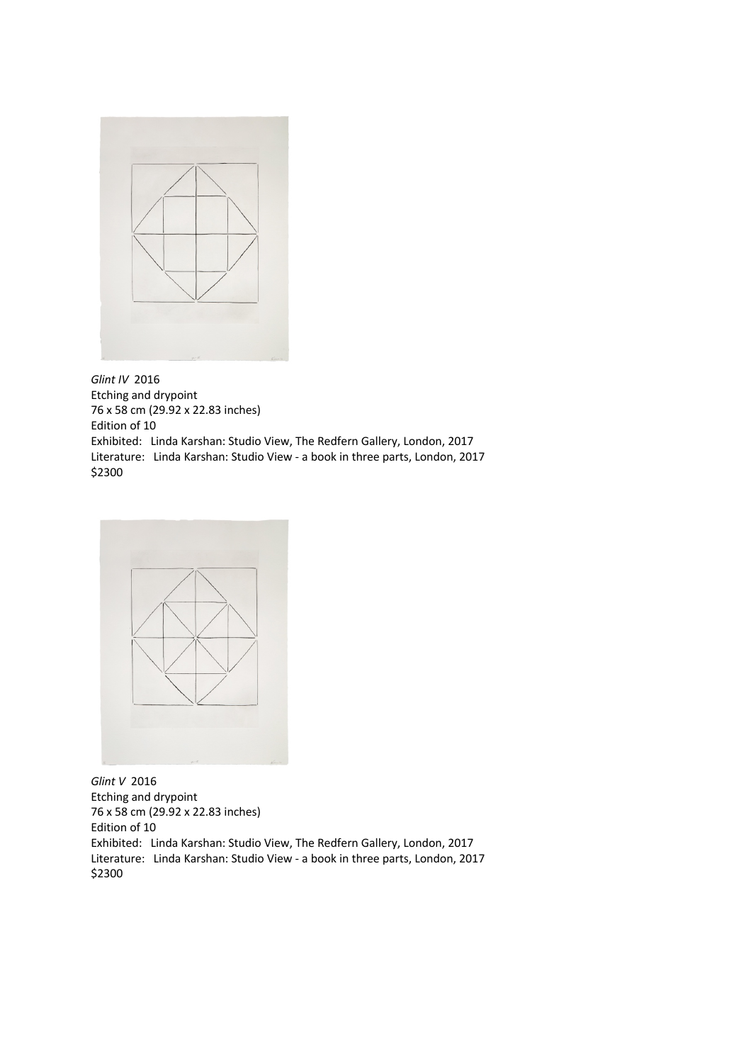*Glint IV* 2016
Etching and drypoint
76 x 58 cm (29.92 x 22.83 inches)
Edition of 10
Exhibited: Linda Karshan: Studio View, The Redfern Gallery, London, 2017
Literature: Linda Karshan: Studio View - a book in three parts, London, 2017
$2300

*Glint V* 2016
Etching and drypoint
76 x 58 cm (29.92 x 22.83 inches)
Edition of 10
Exhibited: Linda Karshan: Studio View, The Redfern Gallery, London, 2017
Literature: Linda Karshan: Studio View - a book in three parts, London, 2017
$2300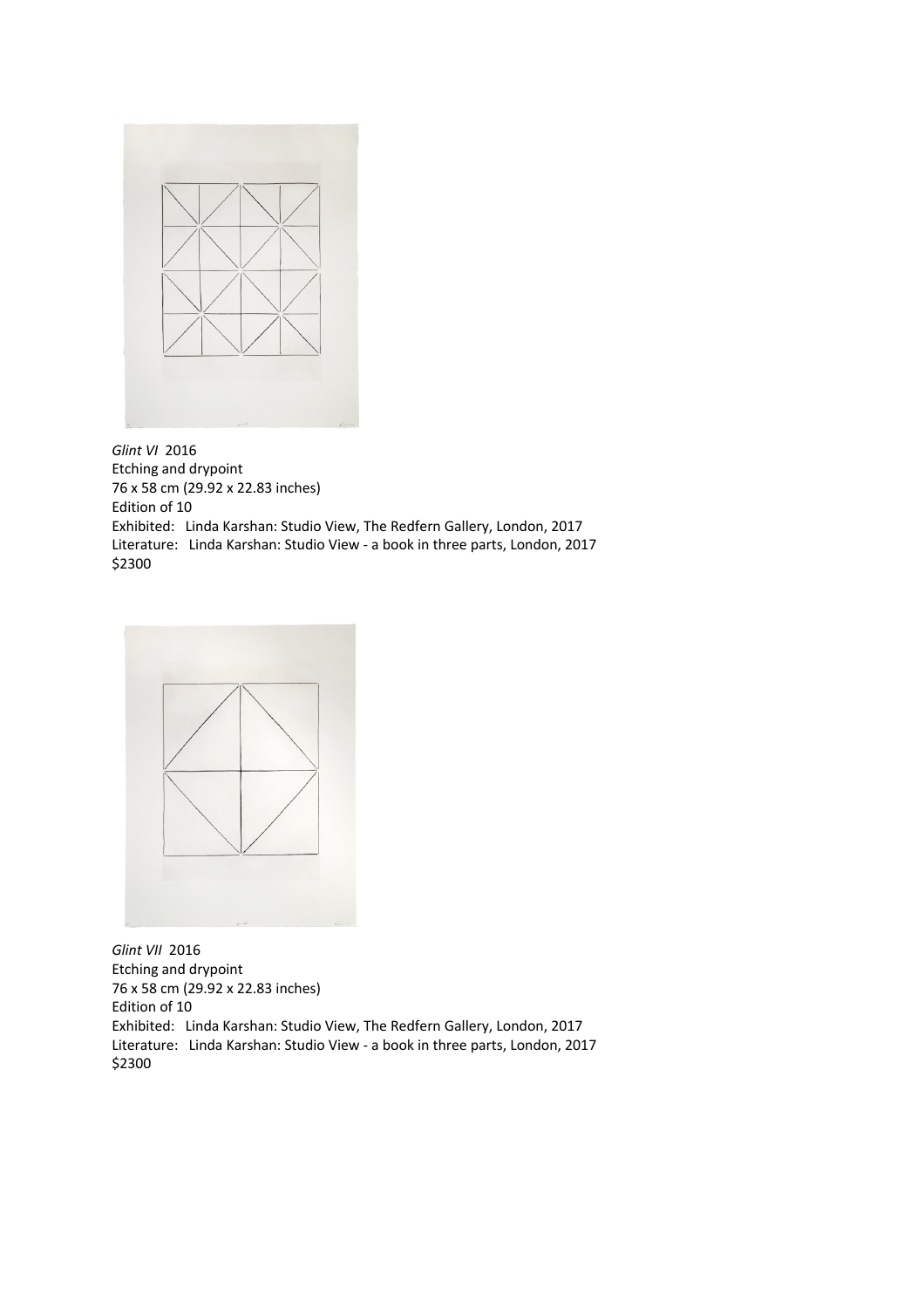*Glint VI* 2016
Etching and drypoint
76 x 58 cm (29.92 x 22.83 inches)
Edition of 10
Exhibited: Linda Karshan: Studio View, The Redfern Gallery, London, 2017
Literature: Linda Karshan: Studio View - a book in three parts, London, 2017
$2300

*Glint VII* 2016
Etching and drypoint
76 x 58 cm (29.92 x 22.83 inches)
Edition of 10
Exhibited: Linda Karshan: Studio View, The Redfern Gallery, London, 2017
Literature: Linda Karshan: Studio View - a book in three parts, London, 2017
$2300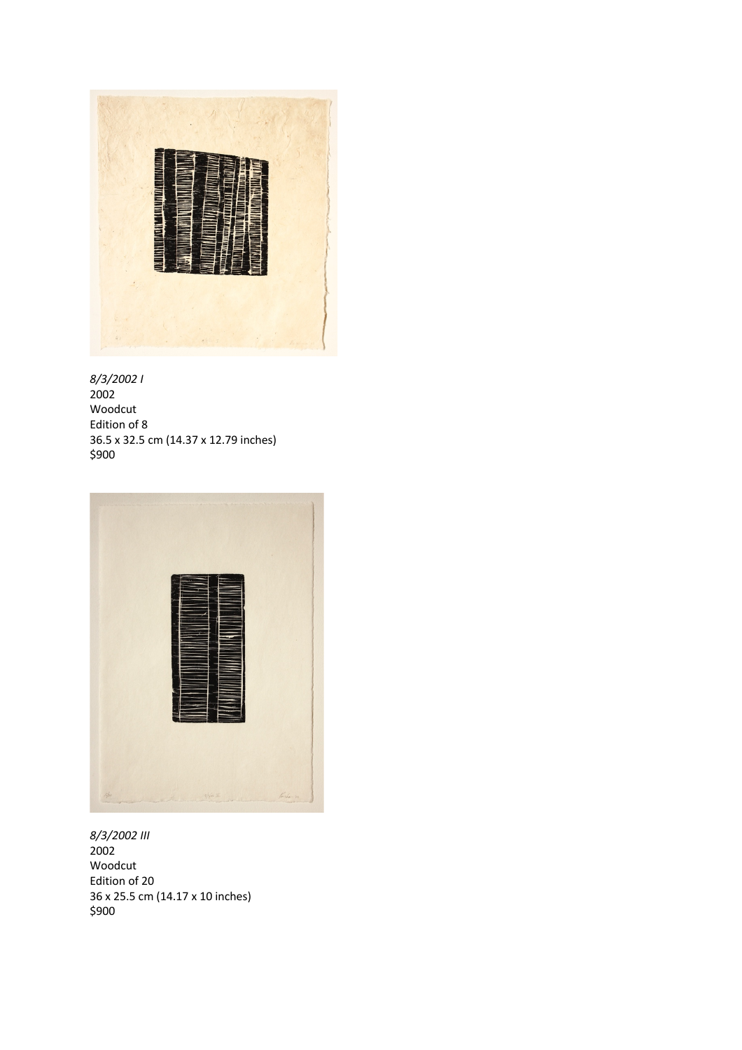*8/3/2002 I*
2002
Woodcut
Edition of 8
36.5 x 32.5 cm (14.37 x 12.79 inches)
$900

*8/3/2002 III*
2002
Woodcut
Edition of 20
36 x 25.5 cm (14.17 x 10 inches)
$900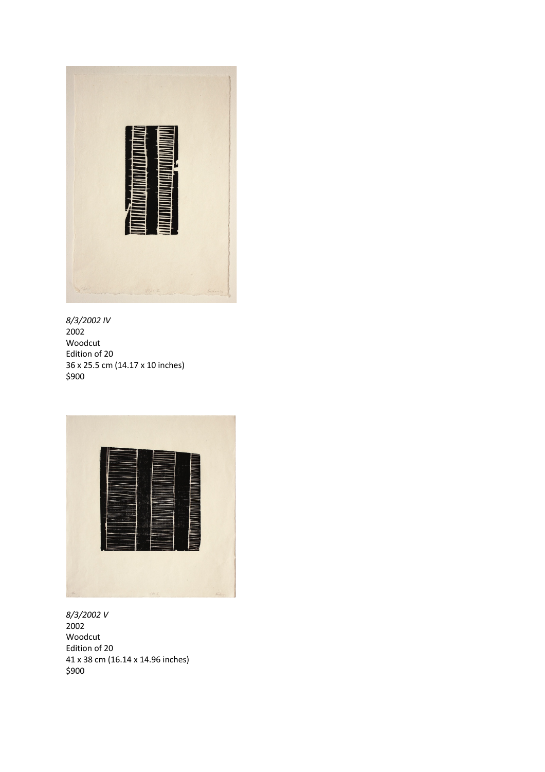*8/3/2002 IV*
2002
Woodcut
Edition of 20
36 x 25.5 cm (14.17 x 10 inches)
$900

*8/3/2002 V*
2002
Woodcut
Edition of 20
41 x 38 cm (16.14 x 14.96 inches)
$900